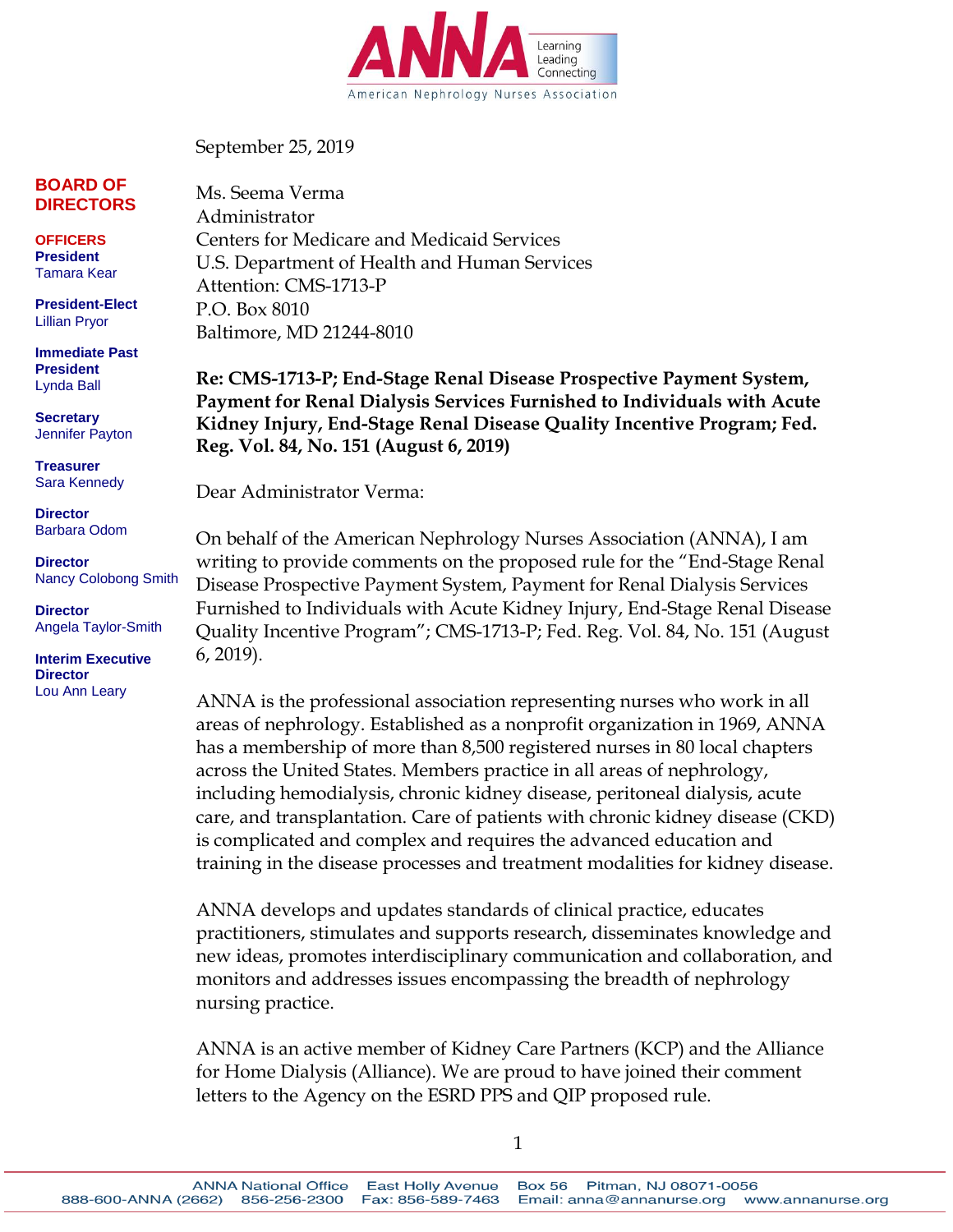American Nephrology Nurses Association

Learning
Leading
Connecting

**BOARD OF DIRECTORS**

**OFFICERS**

**President**
Tamara Kear

**President-Elect**
Lillian Pryor

**Immediate Past President**
Lynda Ball

**Secretary**
Jennifer Payton

**Treasurer**
Sara Kennedy

**Director**
Barbara Odom

**Director**
Nancy Colobong Smith

**Director**
Angela Taylor-Smith

**Interim Executive Director**
Lou Ann Leary

September 25, 2019

Ms. Seema Verma
Administrator
Centers for Medicare and Medicaid Services
U.S. Department of Health and Human Services
Attention: CMS-1713-P
P.O. Box 8010
Baltimore, MD 21244-8010

**Re: CMS-1713-P; End-Stage Renal Disease Prospective Payment System, Payment for Renal Dialysis Services Furnished to Individuals with Acute Kidney Injury, End-Stage Renal Disease Quality Incentive Program; Fed. Reg. Vol. 84, No. 151 (August 6, 2019)**

Dear Administrator Verma:

On behalf of the American Nephrology Nurses Association (ANNA), I am writing to provide comments on the proposed rule for the "End-Stage Renal Disease Prospective Payment System, Payment for Renal Dialysis Services Furnished to Individuals with Acute Kidney Injury, End-Stage Renal Disease Quality Incentive Program"; CMS-1713-P; Fed. Reg. Vol. 84, No. 151 (August 6, 2019).

ANNA is the professional association representing nurses who work in all areas of nephrology. Established as a nonprofit organization in 1969, ANNA has a membership of more than 8,500 registered nurses in 80 local chapters across the United States. Members practice in all areas of nephrology, including hemodialysis, chronic kidney disease, peritoneal dialysis, acute care, and transplantation. Care of patients with chronic kidney disease (CKD) is complicated and complex and requires the advanced education and training in the disease processes and treatment modalities for kidney disease.

ANNA develops and updates standards of clinical practice, educates practitioners, stimulates and supports research, disseminates knowledge and new ideas, promotes interdisciplinary communication and collaboration, and monitors and addresses issues encompassing the breadth of nephrology nursing practice.

ANNA is an active member of Kidney Care Partners (KCP) and the Alliance for Home Dialysis (Alliance). We are proud to have joined their comment letters to the Agency on the ESRD PPS and QIP proposed rule.

ANNA National Office East Holly Avenue Box 56 Pitman, NJ 08071-0056
888-600-ANNA (2662) 856-256-2300 Fax: 856-589-7463 Email: anna@annanurse.org www.annanurse.org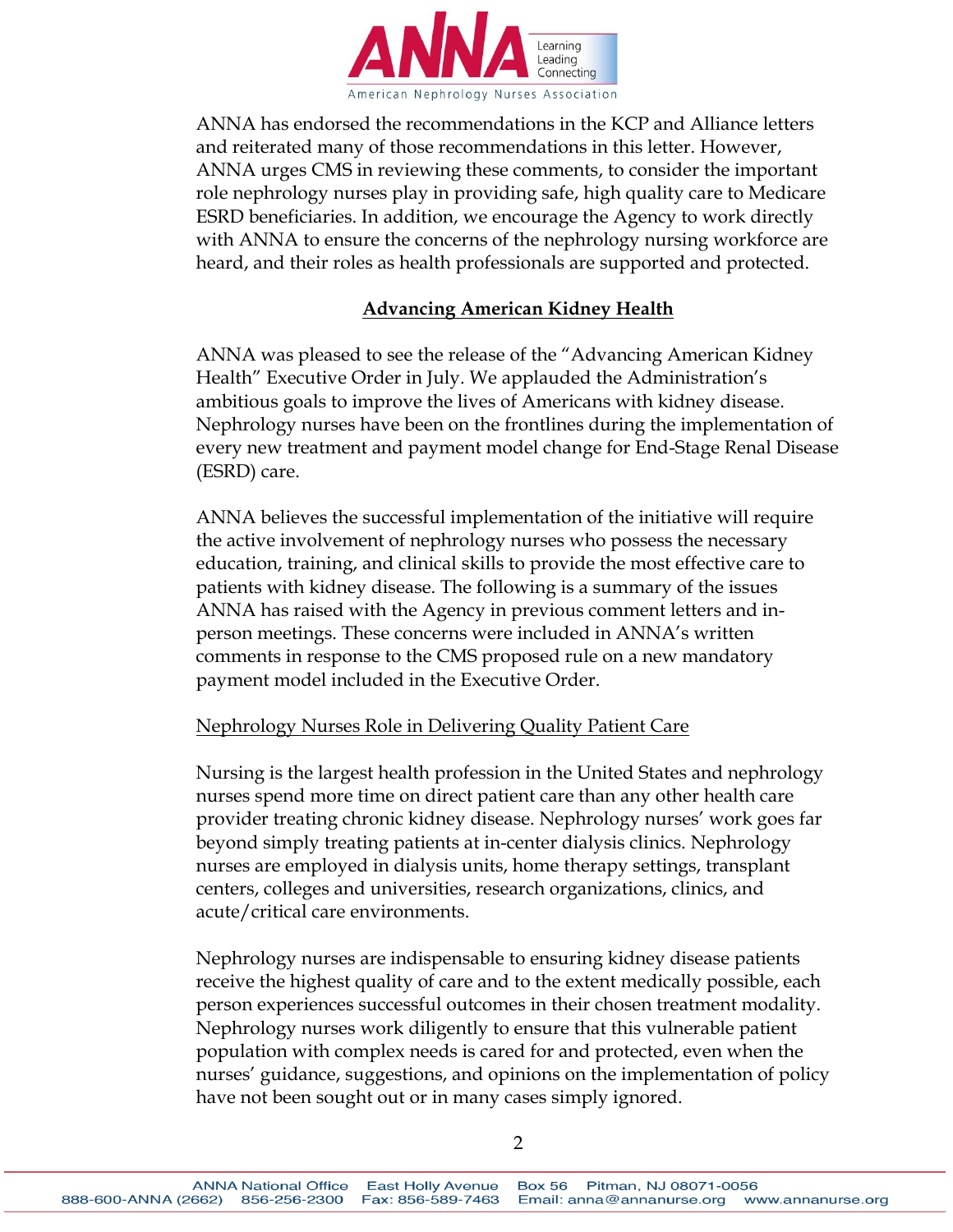ANNA has endorsed the recommendations in the KCP and Alliance letters and reiterated many of those recommendations in this letter. However, ANNA urges CMS in reviewing these comments, to consider the important role nephrology nurses play in providing safe, high quality care to Medicare ESRD beneficiaries. In addition, we encourage the Agency to work directly with ANNA to ensure the concerns of the nephrology nursing workforce are heard, and their roles as health professionals are supported and protected.

## Advancing American Kidney Health

ANNA was pleased to see the release of the "Advancing American Kidney Health" Executive Order in July. We applauded the Administration's ambitious goals to improve the lives of Americans with kidney disease. Nephrology nurses have been on the frontlines during the implementation of every new treatment and payment model change for End-Stage Renal Disease (ESRD) care.

ANNA believes the successful implementation of the initiative will require the active involvement of nephrology nurses who possess the necessary education, training, and clinical skills to provide the most effective care to patients with kidney disease. The following is a summary of the issues ANNA has raised with the Agency in previous comment letters and in-person meetings. These concerns were included in ANNA's written comments in response to the CMS proposed rule on a new mandatory payment model included in the Executive Order.

### Nephrology Nurses Role in Delivering Quality Patient Care

Nursing is the largest health profession in the United States and nephrology nurses spend more time on direct patient care than any other health care provider treating chronic kidney disease. Nephrology nurses' work goes far beyond simply treating patients at in-center dialysis clinics. Nephrology nurses are employed in dialysis units, home therapy settings, transplant centers, colleges and universities, research organizations, clinics, and acute/critical care environments.

Nephrology nurses are indispensable to ensuring kidney disease patients receive the highest quality of care and to the extent medically possible, each person experiences successful outcomes in their chosen treatment modality. Nephrology nurses work diligently to ensure that this vulnerable patient population with complex needs is cared for and protected, even when the nurses' guidance, suggestions, and opinions on the implementation of policy have not been sought out or in many cases simply ignored.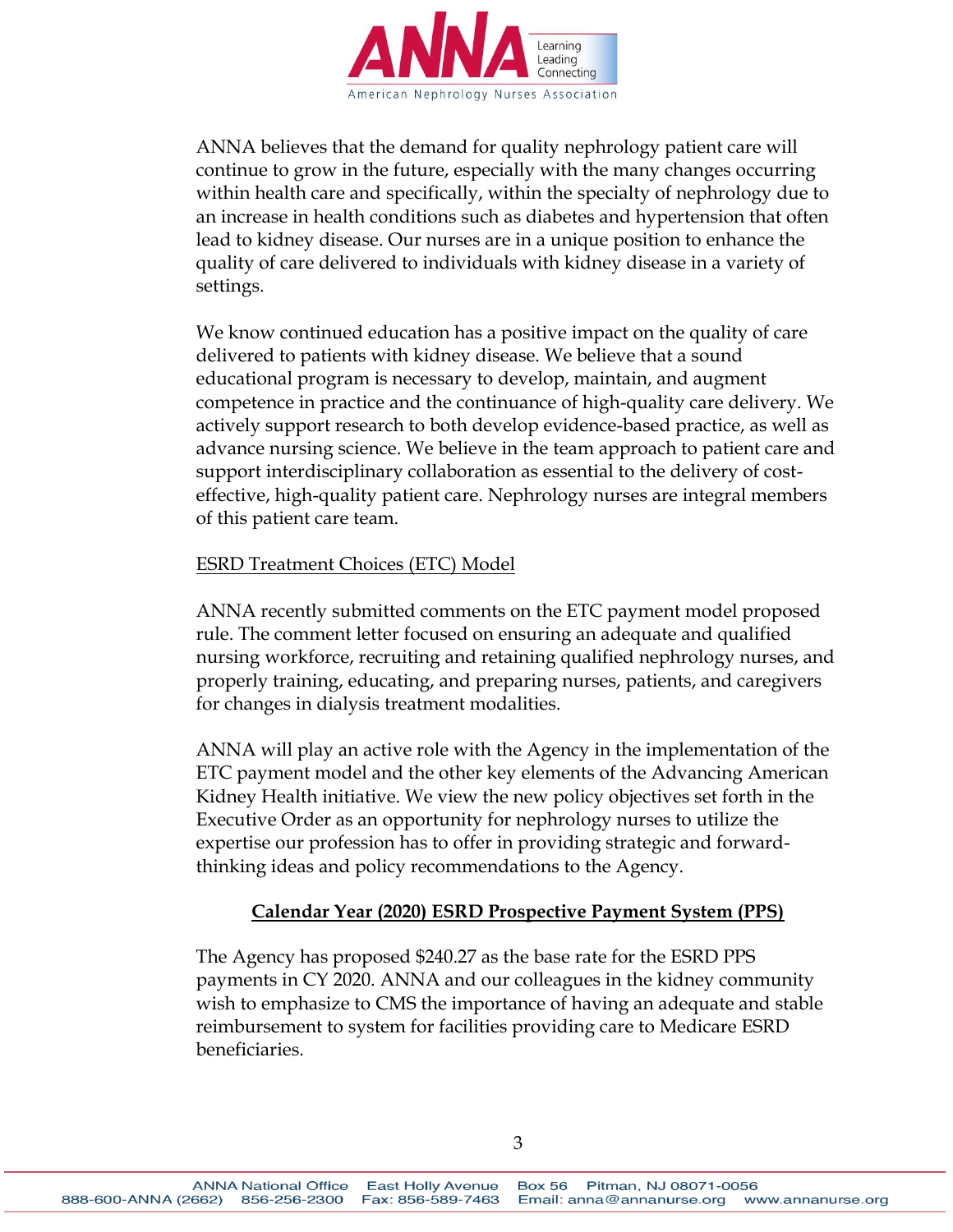ANNA believes that the demand for quality nephrology patient care will continue to grow in the future, especially with the many changes occurring within health care and specifically, within the specialty of nephrology due to an increase in health conditions such as diabetes and hypertension that often lead to kidney disease. Our nurses are in a unique position to enhance the quality of care delivered to individuals with kidney disease in a variety of settings.

We know continued education has a positive impact on the quality of care delivered to patients with kidney disease. We believe that a sound educational program is necessary to develop, maintain, and augment competence in practice and the continuance of high-quality care delivery. We actively support research to both develop evidence-based practice, as well as advance nursing science. We believe in the team approach to patient care and support interdisciplinary collaboration as essential to the delivery of cost-effective, high-quality patient care. Nephrology nurses are integral members of this patient care team.

ESRD Treatment Choices (ETC) Model

ANNA recently submitted comments on the ETC payment model proposed rule. The comment letter focused on ensuring an adequate and qualified nursing workforce, recruiting and retaining qualified nephrology nurses, and properly training, educating, and preparing nurses, patients, and caregivers for changes in dialysis treatment modalities.

ANNA will play an active role with the Agency in the implementation of the ETC payment model and the other key elements of the Advancing American Kidney Health initiative. We view the new policy objectives set forth in the Executive Order as an opportunity for nephrology nurses to utilize the expertise our profession has to offer in providing strategic and forward-thinking ideas and policy recommendations to the Agency.

## Calendar Year (2020) ESRD Prospective Payment System (PPS)

The Agency has proposed $240.27 as the base rate for the ESRD PPS payments in CY 2020. ANNA and our colleagues in the kidney community wish to emphasize to CMS the importance of having an adequate and stable reimbursement to system for facilities providing care to Medicare ESRD beneficiaries.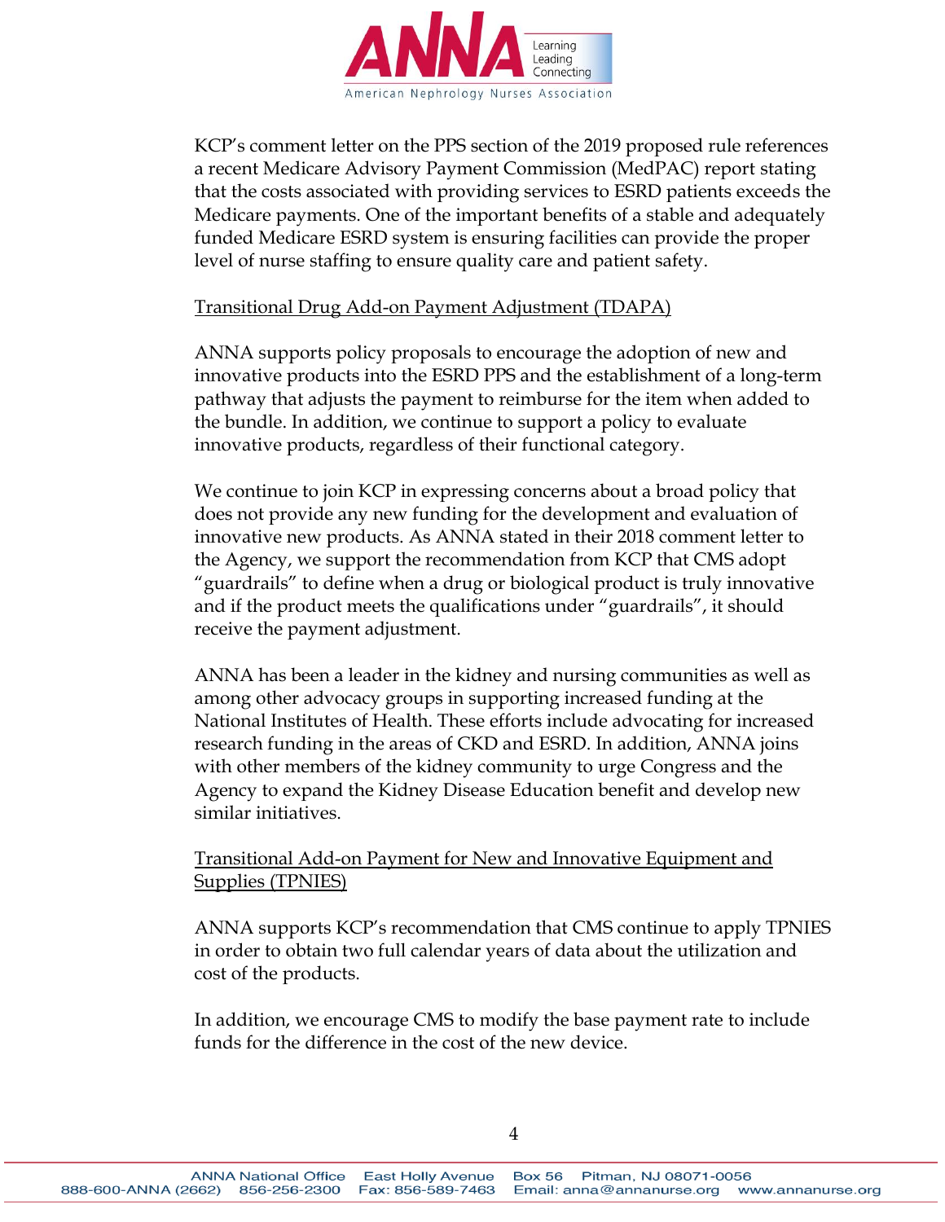KCP's comment letter on the PPS section of the 2019 proposed rule references a recent Medicare Advisory Payment Commission (MedPAC) report stating that the costs associated with providing services to ESRD patients exceeds the Medicare payments. One of the important benefits of a stable and adequately funded Medicare ESRD system is ensuring facilities can provide the proper level of nurse staffing to ensure quality care and patient safety.

<u>Transitional Drug Add-on Payment Adjustment (TDAPA)</u>

ANNA supports policy proposals to encourage the adoption of new and innovative products into the ESRD PPS and the establishment of a long-term pathway that adjusts the payment to reimburse for the item when added to the bundle. In addition, we continue to support a policy to evaluate innovative products, regardless of their functional category.

We continue to join KCP in expressing concerns about a broad policy that does not provide any new funding for the development and evaluation of innovative new products. As ANNA stated in their 2018 comment letter to the Agency, we support the recommendation from KCP that CMS adopt "guardrails" to define when a drug or biological product is truly innovative and if the product meets the qualifications under "guardrails", it should receive the payment adjustment.

ANNA has been a leader in the kidney and nursing communities as well as among other advocacy groups in supporting increased funding at the National Institutes of Health. These efforts include advocating for increased research funding in the areas of CKD and ESRD. In addition, ANNA joins with other members of the kidney community to urge Congress and the Agency to expand the Kidney Disease Education benefit and develop new similar initiatives.

<u>Transitional Add-on Payment for New and Innovative Equipment and Supplies (TPNIES)</u>

ANNA supports KCP's recommendation that CMS continue to apply TPNIES in order to obtain two full calendar years of data about the utilization and cost of the products.

In addition, we encourage CMS to modify the base payment rate to include funds for the difference in the cost of the new device.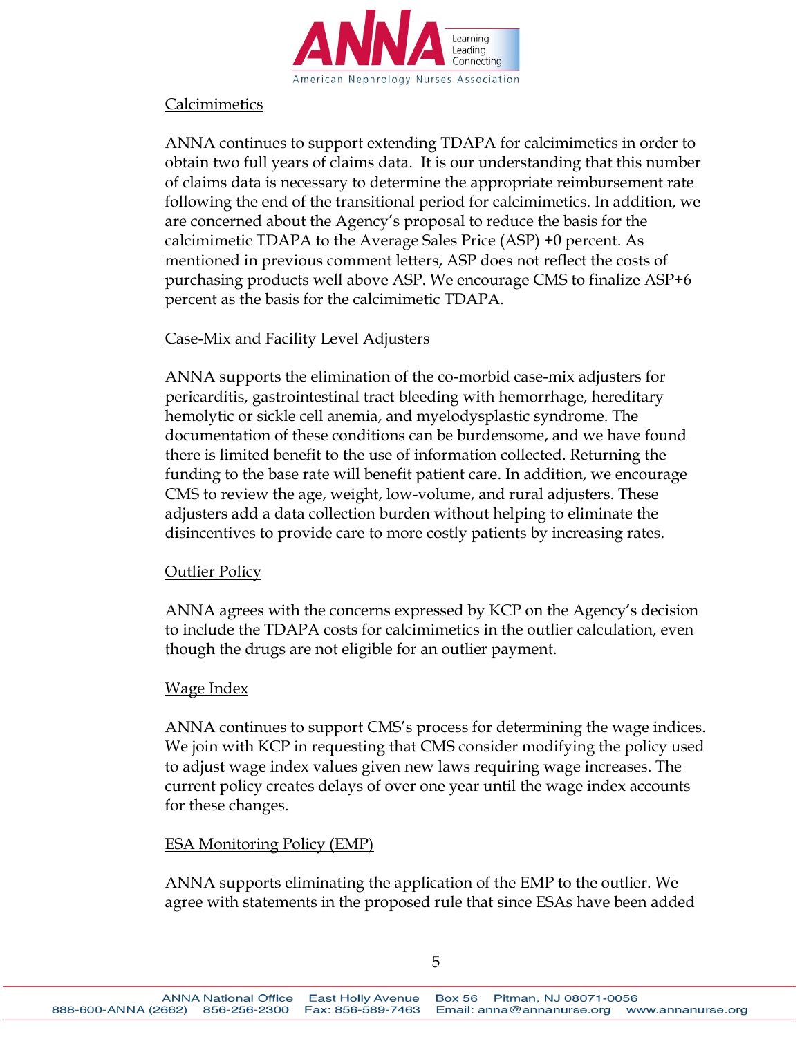<u>Calcimimetics</u>

ANNA continues to support extending TDAPA for calcimimetics in order to obtain two full years of claims data. It is our understanding that this number of claims data is necessary to determine the appropriate reimbursement rate following the end of the transitional period for calcimimetics. In addition, we are concerned about the Agency's proposal to reduce the basis for the calcimimetic TDAPA to the Average Sales Price (ASP) +0 percent. As mentioned in previous comment letters, ASP does not reflect the costs of purchasing products well above ASP. We encourage CMS to finalize ASP+6 percent as the basis for the calcimimetic TDAPA.

<u>Case-Mix and Facility Level Adjusters</u>

ANNA supports the elimination of the co-morbid case-mix adjusters for pericarditis, gastrointestinal tract bleeding with hemorrhage, hereditary hemolytic or sickle cell anemia, and myelodysplastic syndrome. The documentation of these conditions can be burdensome, and we have found there is limited benefit to the use of information collected. Returning the funding to the base rate will benefit patient care. In addition, we encourage CMS to review the age, weight, low-volume, and rural adjusters. These adjusters add a data collection burden without helping to eliminate the disincentives to provide care to more costly patients by increasing rates.

<u>Outlier Policy</u>

ANNA agrees with the concerns expressed by KCP on the Agency's decision to include the TDAPA costs for calcimimetics in the outlier calculation, even though the drugs are not eligible for an outlier payment.

<u>Wage Index</u>

ANNA continues to support CMS's process for determining the wage indices. We join with KCP in requesting that CMS consider modifying the policy used to adjust wage index values given new laws requiring wage increases. The current policy creates delays of over one year until the wage index accounts for these changes.

<u>ESA Monitoring Policy (EMP)</u>

ANNA supports eliminating the application of the EMP to the outlier. We agree with statements in the proposed rule that since ESAs have been added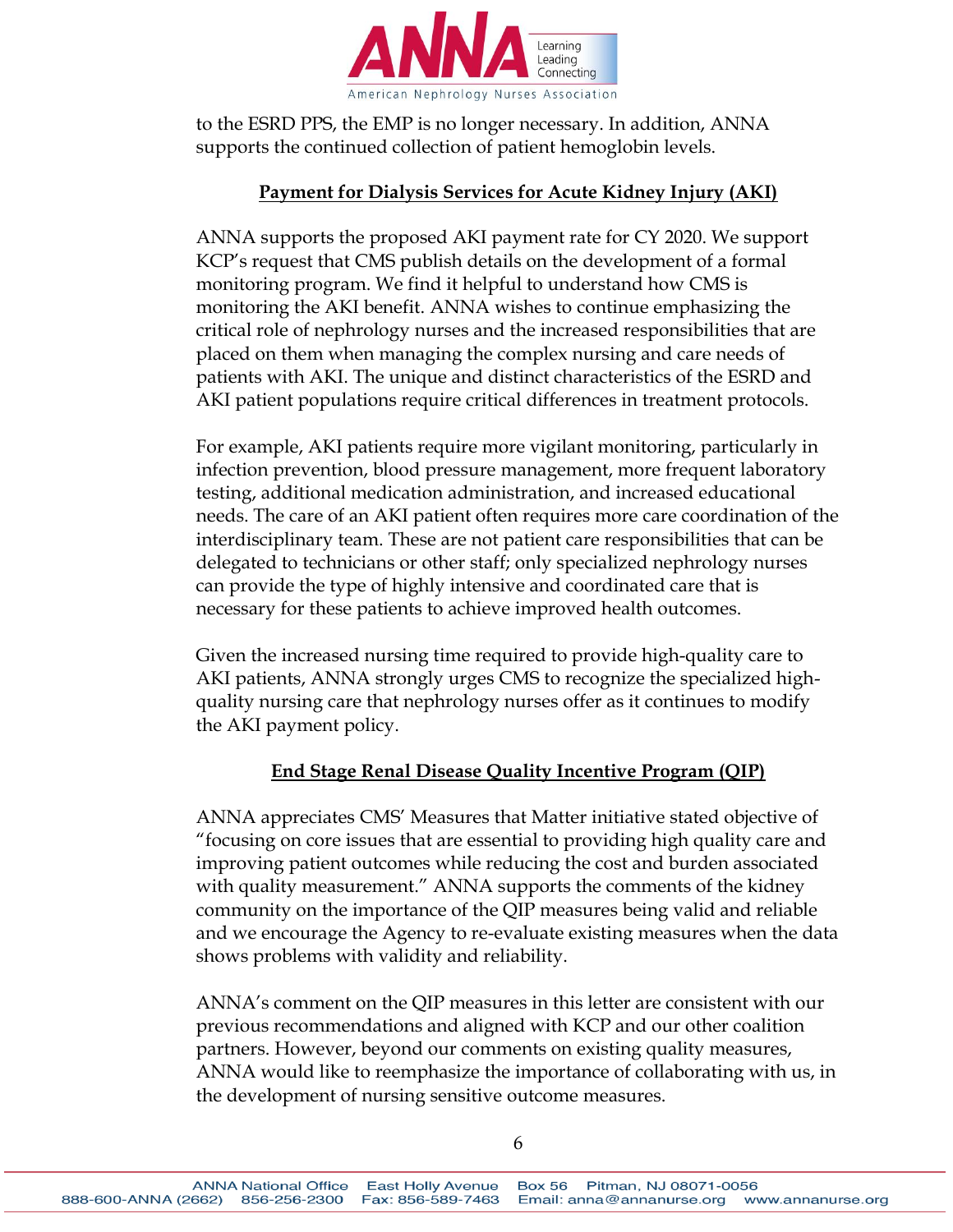to the ESRD PPS, the EMP is no longer necessary. In addition, ANNA supports the continued collection of patient hemoglobin levels.

## Payment for Dialysis Services for Acute Kidney Injury (AKI)

ANNA supports the proposed AKI payment rate for CY 2020. We support KCP's request that CMS publish details on the development of a formal monitoring program. We find it helpful to understand how CMS is monitoring the AKI benefit. ANNA wishes to continue emphasizing the critical role of nephrology nurses and the increased responsibilities that are placed on them when managing the complex nursing and care needs of patients with AKI. The unique and distinct characteristics of the ESRD and AKI patient populations require critical differences in treatment protocols.

For example, AKI patients require more vigilant monitoring, particularly in infection prevention, blood pressure management, more frequent laboratory testing, additional medication administration, and increased educational needs. The care of an AKI patient often requires more care coordination of the interdisciplinary team. These are not patient care responsibilities that can be delegated to technicians or other staff; only specialized nephrology nurses can provide the type of highly intensive and coordinated care that is necessary for these patients to achieve improved health outcomes.

Given the increased nursing time required to provide high-quality care to AKI patients, ANNA strongly urges CMS to recognize the specialized high-quality nursing care that nephrology nurses offer as it continues to modify the AKI payment policy.

## End Stage Renal Disease Quality Incentive Program (QIP)

ANNA appreciates CMS' Measures that Matter initiative stated objective of "focusing on core issues that are essential to providing high quality care and improving patient outcomes while reducing the cost and burden associated with quality measurement." ANNA supports the comments of the kidney community on the importance of the QIP measures being valid and reliable and we encourage the Agency to re-evaluate existing measures when the data shows problems with validity and reliability.

ANNA's comment on the QIP measures in this letter are consistent with our previous recommendations and aligned with KCP and our other coalition partners. However, beyond our comments on existing quality measures, ANNA would like to reemphasize the importance of collaborating with us, in the development of nursing sensitive outcome measures.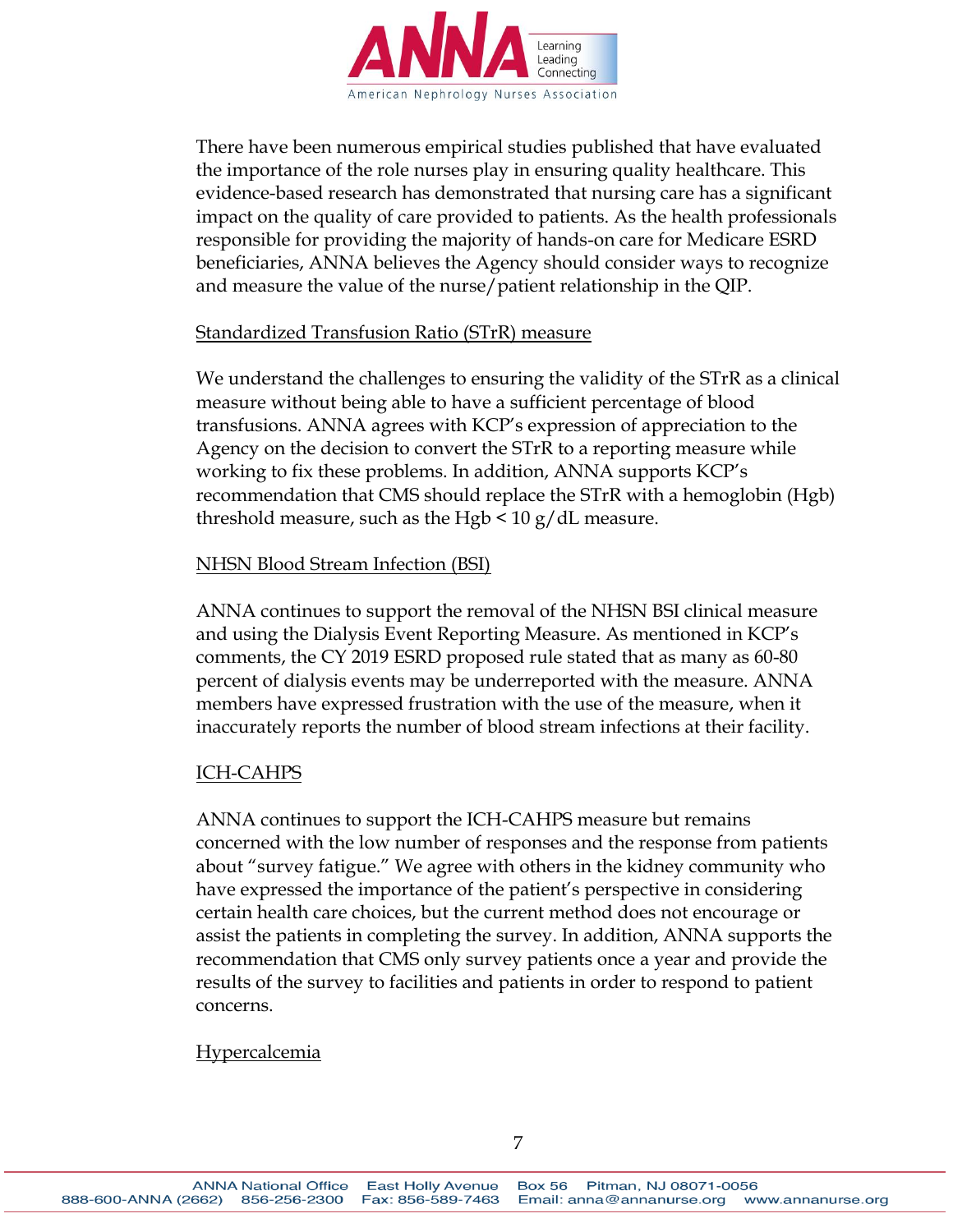There have been numerous empirical studies published that have evaluated the importance of the role nurses play in ensuring quality healthcare. This evidence-based research has demonstrated that nursing care has a significant impact on the quality of care provided to patients. As the health professionals responsible for providing the majority of hands-on care for Medicare ESRD beneficiaries, ANNA believes the Agency should consider ways to recognize and measure the value of the nurse/patient relationship in the QIP.

<u>Standardized Transfusion Ratio (STrR) measure</u>

We understand the challenges to ensuring the validity of the STrR as a clinical measure without being able to have a sufficient percentage of blood transfusions. ANNA agrees with KCP's expression of appreciation to the Agency on the decision to convert the STrR to a reporting measure while working to fix these problems. In addition, ANNA supports KCP's recommendation that CMS should replace the STrR with a hemoglobin (Hgb) threshold measure, such as the Hgb < 10 g/dL measure.

<u>NHSN Blood Stream Infection (BSI)</u>

ANNA continues to support the removal of the NHSN BSI clinical measure and using the Dialysis Event Reporting Measure. As mentioned in KCP's comments, the CY 2019 ESRD proposed rule stated that as many as 60-80 percent of dialysis events may be underreported with the measure. ANNA members have expressed frustration with the use of the measure, when it inaccurately reports the number of blood stream infections at their facility.

<u>ICH-CAHPS</u>

ANNA continues to support the ICH-CAHPS measure but remains concerned with the low number of responses and the response from patients about "survey fatigue." We agree with others in the kidney community who have expressed the importance of the patient's perspective in considering certain health care choices, but the current method does not encourage or assist the patients in completing the survey. In addition, ANNA supports the recommendation that CMS only survey patients once a year and provide the results of the survey to facilities and patients in order to respond to patient concerns.

<u>Hypercalcemia</u>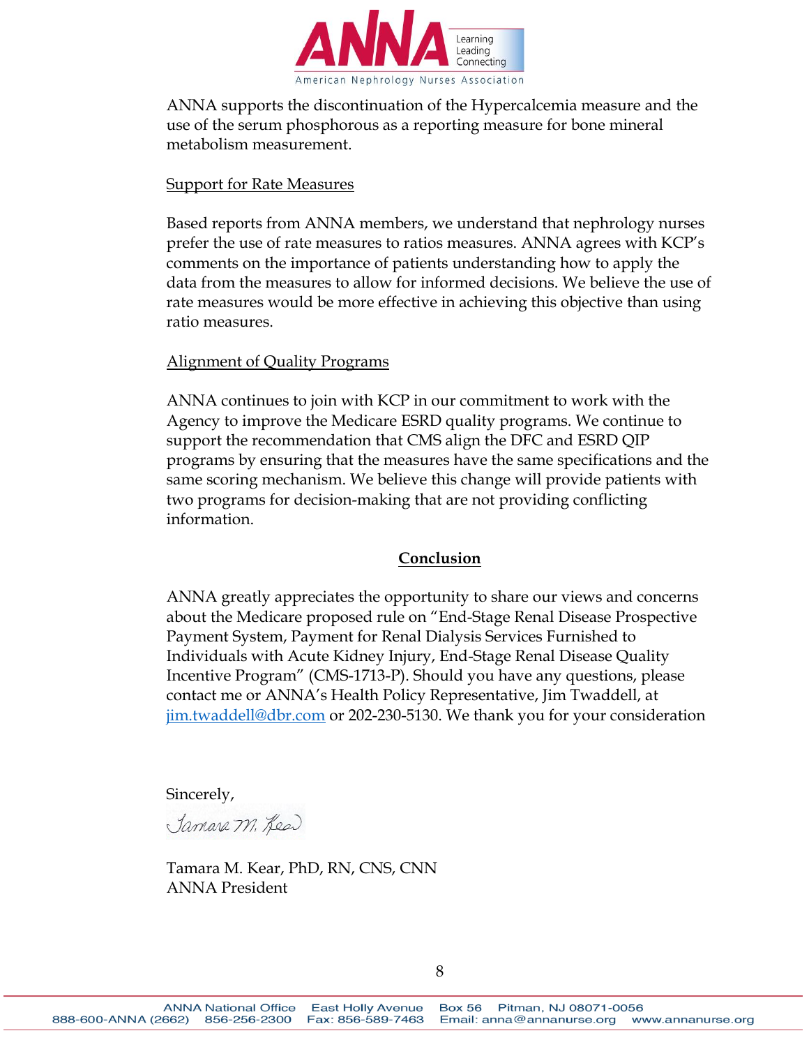ANNA supports the discontinuation of the Hypercalcemia measure and the use of the serum phosphorous as a reporting measure for bone mineral metabolism measurement.

Support for Rate Measures

Based reports from ANNA members, we understand that nephrology nurses prefer the use of rate measures to ratios measures. ANNA agrees with KCP's comments on the importance of patients understanding how to apply the data from the measures to allow for informed decisions. We believe the use of rate measures would be more effective in achieving this objective than using ratio measures.

Alignment of Quality Programs

ANNA continues to join with KCP in our commitment to work with the Agency to improve the Medicare ESRD quality programs. We continue to support the recommendation that CMS align the DFC and ESRD QIP programs by ensuring that the measures have the same specifications and the same scoring mechanism. We believe this change will provide patients with two programs for decision-making that are not providing conflicting information.

## Conclusion

ANNA greatly appreciates the opportunity to share our views and concerns about the Medicare proposed rule on "End-Stage Renal Disease Prospective Payment System, Payment for Renal Dialysis Services Furnished to Individuals with Acute Kidney Injury, End-Stage Renal Disease Quality Incentive Program" (CMS-1713-P). Should you have any questions, please contact me or ANNA's Health Policy Representative, Jim Twaddell, at jim.twaddell@dbr.com or 202-230-5130. We thank you for your consideration

Sincerely,

Tamara M. Kear

Tamara M. Kear, PhD, RN, CNS, CNN
ANNA President